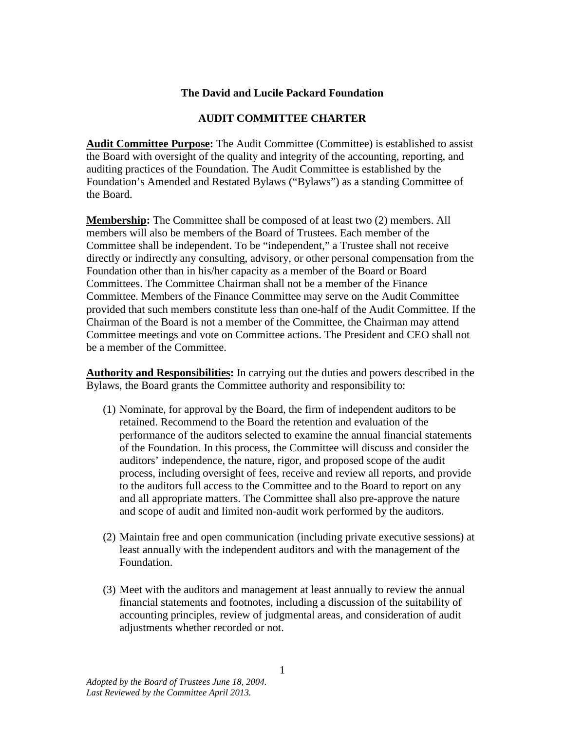**The David and Lucile Packard Foundation**

**AUDIT COMMITTEE CHARTER**

**Audit Committee Purpose:** The Audit Committee (Committee) is established to assist the Board with oversight of the quality and integrity of the accounting, reporting, and auditing practices of the Foundation. The Audit Committee is established by the Foundation's Amended and Restated Bylaws ("Bylaws") as a standing Committee of the Board.

**Membership:** The Committee shall be composed of at least two (2) members. All members will also be members of the Board of Trustees. Each member of the Committee shall be independent. To be "independent," a Trustee shall not receive directly or indirectly any consulting, advisory, or other personal compensation from the Foundation other than in his/her capacity as a member of the Board or Board Committees. The Committee Chairman shall not be a member of the Finance Committee. Members of the Finance Committee may serve on the Audit Committee provided that such members constitute less than one-half of the Audit Committee. If the Chairman of the Board is not a member of the Committee, the Chairman may attend Committee meetings and vote on Committee actions. The President and CEO shall not be a member of the Committee.

**Authority and Responsibilities:** In carrying out the duties and powers described in the Bylaws, the Board grants the Committee authority and responsibility to:

(1) Nominate, for approval by the Board, the firm of independent auditors to be retained. Recommend to the Board the retention and evaluation of the performance of the auditors selected to examine the annual financial statements of the Foundation. In this process, the Committee will discuss and consider the auditors' independence, the nature, rigor, and proposed scope of the audit process, including oversight of fees, receive and review all reports, and provide to the auditors full access to the Committee and to the Board to report on any and all appropriate matters. The Committee shall also pre-approve the nature and scope of audit and limited non-audit work performed by the auditors.

(2) Maintain free and open communication (including private executive sessions) at least annually with the independent auditors and with the management of the Foundation.

(3) Meet with the auditors and management at least annually to review the annual financial statements and footnotes, including a discussion of the suitability of accounting principles, review of judgmental areas, and consideration of audit adjustments whether recorded or not.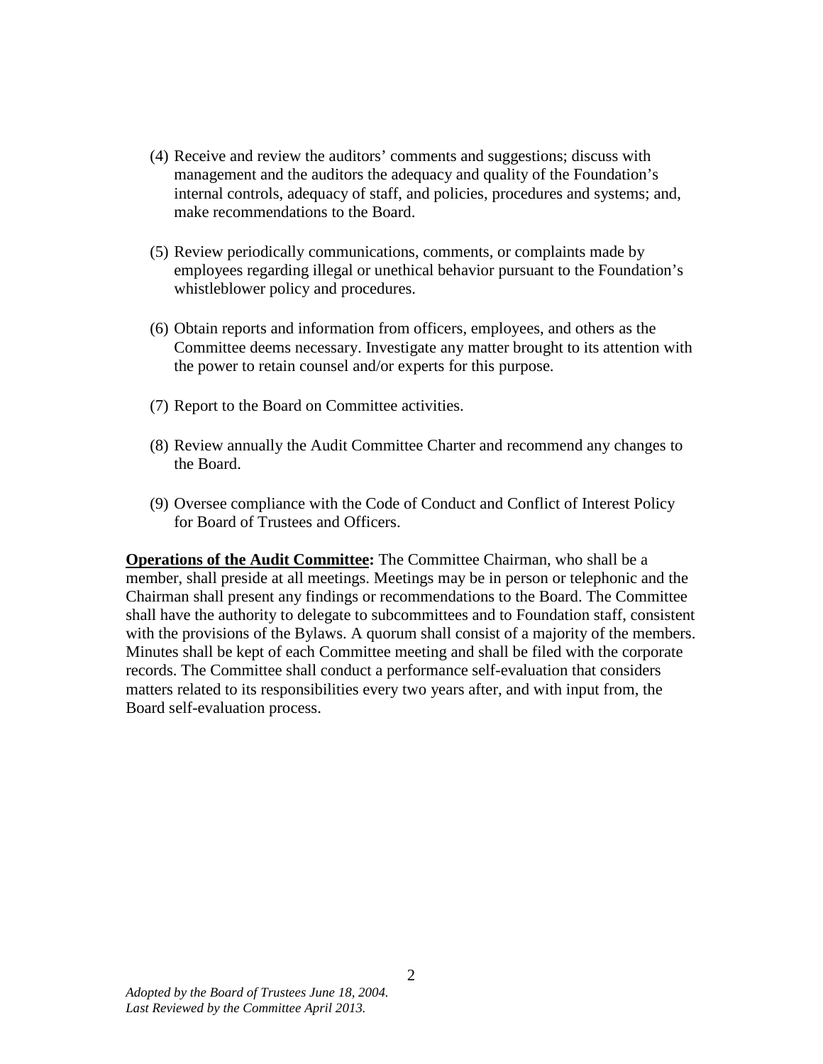(4) Receive and review the auditors' comments and suggestions; discuss with management and the auditors the adequacy and quality of the Foundation's internal controls, adequacy of staff, and policies, procedures and systems; and, make recommendations to the Board.

(5) Review periodically communications, comments, or complaints made by employees regarding illegal or unethical behavior pursuant to the Foundation's whistleblower policy and procedures.

(6) Obtain reports and information from officers, employees, and others as the Committee deems necessary. Investigate any matter brought to its attention with the power to retain counsel and/or experts for this purpose.

(7) Report to the Board on Committee activities.

(8) Review annually the Audit Committee Charter and recommend any changes to the Board.

(9) Oversee compliance with the Code of Conduct and Conflict of Interest Policy for Board of Trustees and Officers.

**Operations of the Audit Committee:** The Committee Chairman, who shall be a member, shall preside at all meetings. Meetings may be in person or telephonic and the Chairman shall present any findings or recommendations to the Board. The Committee shall have the authority to delegate to subcommittees and to Foundation staff, consistent with the provisions of the Bylaws. A quorum shall consist of a majority of the members. Minutes shall be kept of each Committee meeting and shall be filed with the corporate records. The Committee shall conduct a performance self-evaluation that considers matters related to its responsibilities every two years after, and with input from, the Board self-evaluation process.

*Adopted by the Board of Trustees June 18, 2004.*
*Last Reviewed by the Committee April 2013.*